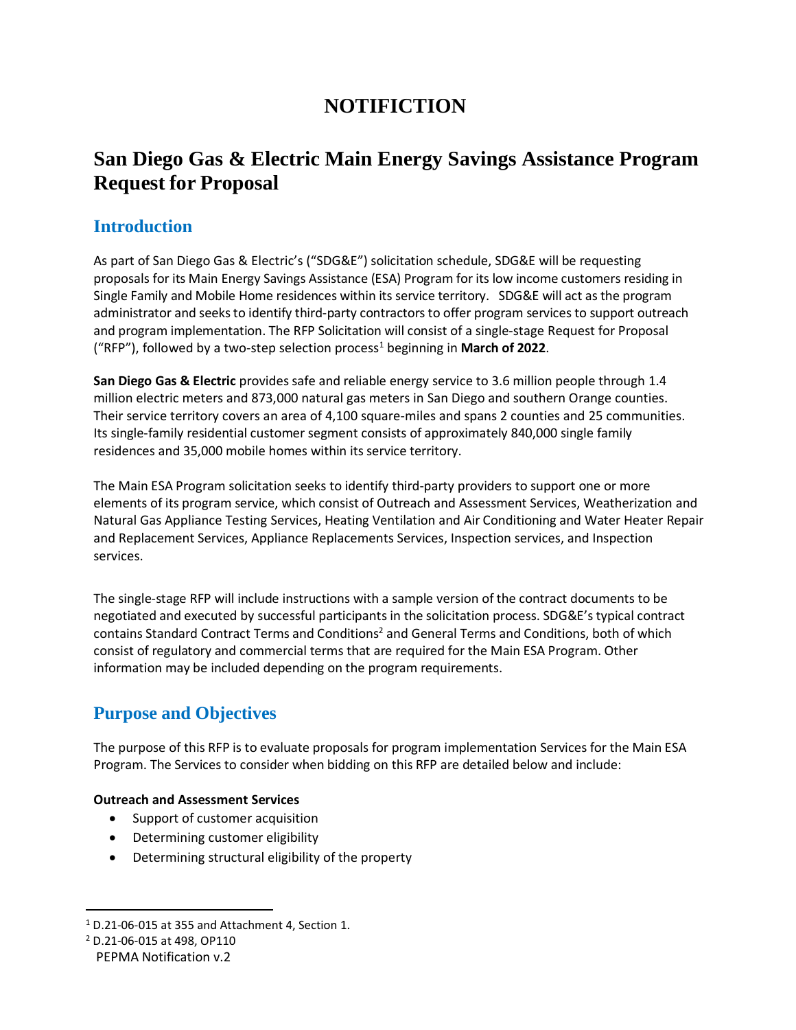# NOTIFICTION

# San Diego Gas & Electric Main Energy Savings Assistance Program Request for Proposal

## Introduction

As part of San Diego Gas & Electric's ("SDG&E") solicitation schedule, SDG&E will be requesting proposals for its Main Energy Savings Assistance (ESA) Program for its low income customers residing in Single Family and Mobile Home residences within its service territory. SDG&E will act as the program administrator and seeks to identify third-party contractors to offer program services to support outreach and program implementation. The RFP Solicitation will consist of a single-stage Request for Proposal ("RFP"), followed by a two-step selection process[1] beginning in **March of 2022**.

**San Diego Gas & Electric** provides safe and reliable energy service to 3.6 million people through 1.4 million electric meters and 873,000 natural gas meters in San Diego and southern Orange counties. Their service territory covers an area of 4,100 square-miles and spans 2 counties and 25 communities. Its single-family residential customer segment consists of approximately 840,000 single family residences and 35,000 mobile homes within its service territory.

The Main ESA Program solicitation seeks to identify third-party providers to support one or more elements of its program service, which consist of Outreach and Assessment Services, Weatherization and Natural Gas Appliance Testing Services, Heating Ventilation and Air Conditioning and Water Heater Repair and Replacement Services, Appliance Replacements Services, Inspection services, and Inspection services.

The single-stage RFP will include instructions with a sample version of the contract documents to be negotiated and executed by successful participants in the solicitation process. SDG&E's typical contract contains Standard Contract Terms and Conditions[2] and General Terms and Conditions, both of which consist of regulatory and commercial terms that are required for the Main ESA Program. Other information may be included depending on the program requirements.

## Purpose and Objectives

The purpose of this RFP is to evaluate proposals for program implementation Services for the Main ESA Program. The Services to consider when bidding on this RFP are detailed below and include:

**Outreach and Assessment Services**

- Support of customer acquisition
- Determining customer eligibility
- Determining structural eligibility of the property

---

[1] D.21-06-015 at 355 and Attachment 4, Section 1.

[2] D.21-06-015 at 498, OP110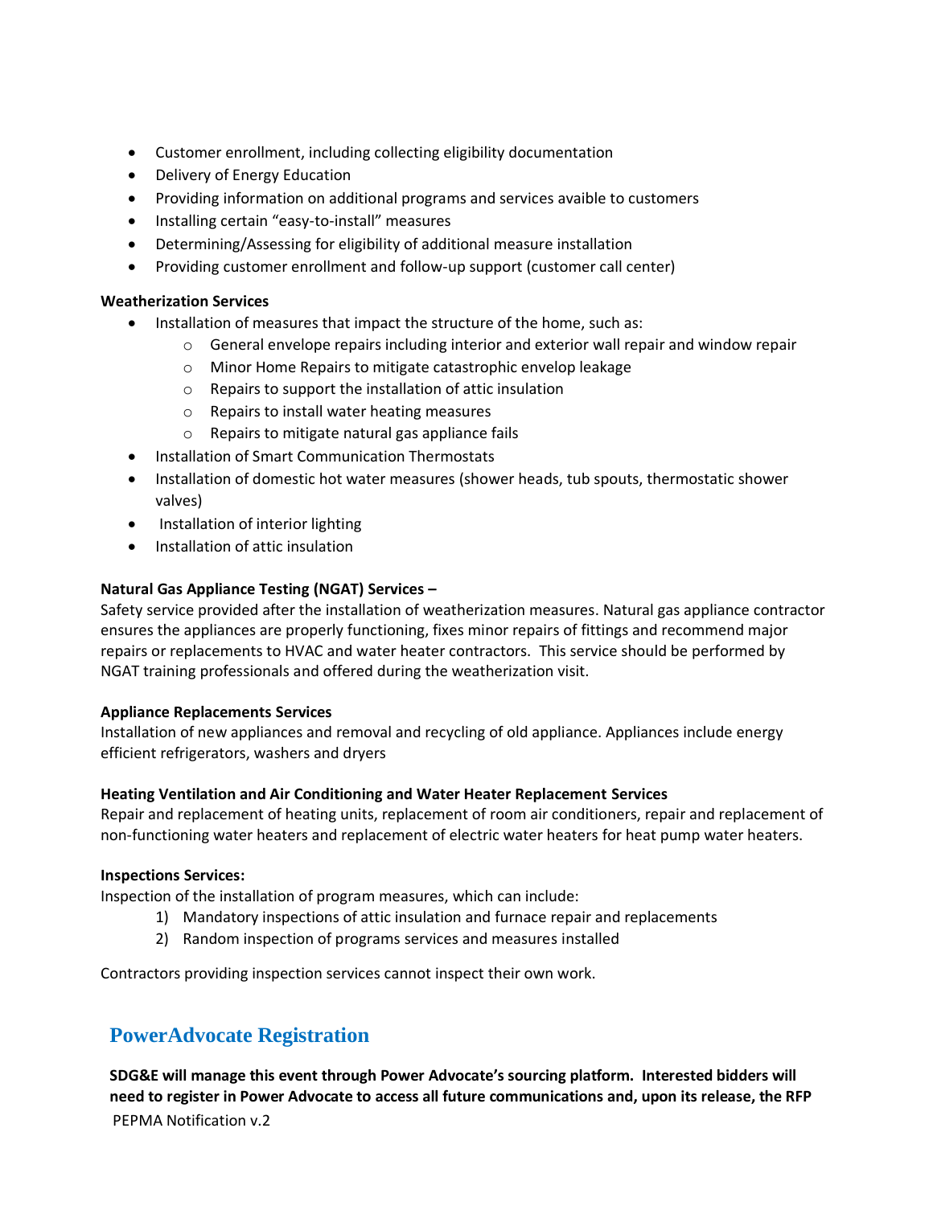- Customer enrollment, including collecting eligibility documentation
- Delivery of Energy Education
- Providing information on additional programs and services avaible to customers
- Installing certain "easy-to-install" measures
- Determining/Assessing for eligibility of additional measure installation
- Providing customer enrollment and follow-up support (customer call center)

**Weatherization Services**

- Installation of measures that impact the structure of the home, such as:
    - General envelope repairs including interior and exterior wall repair and window repair
    - Minor Home Repairs to mitigate catastrophic envelop leakage
    - Repairs to support the installation of attic insulation
    - Repairs to install water heating measures
    - Repairs to mitigate natural gas appliance fails
- Installation of Smart Communication Thermostats
- Installation of domestic hot water measures (shower heads, tub spouts, thermostatic shower valves)
- Installation of interior lighting
- Installation of attic insulation

**Natural Gas Appliance Testing (NGAT) Services –**

Safety service provided after the installation of weatherization measures. Natural gas appliance contractor ensures the appliances are properly functioning, fixes minor repairs of fittings and recommend major repairs or replacements to HVAC and water heater contractors. This service should be performed by NGAT training professionals and offered during the weatherization visit.

**Appliance Replacements Services**

Installation of new appliances and removal and recycling of old appliance. Appliances include energy efficient refrigerators, washers and dryers

**Heating Ventilation and Air Conditioning and Water Heater Replacement Services**

Repair and replacement of heating units, replacement of room air conditioners, repair and replacement of non-functioning water heaters and replacement of electric water heaters for heat pump water heaters.

**Inspections Services:**

Inspection of the installation of program measures, which can include:

1) Mandatory inspections of attic insulation and furnace repair and replacements
2) Random inspection of programs services and measures installed

Contractors providing inspection services cannot inspect their own work.

## PowerAdvocate Registration

**SDG&E will manage this event through Power Advocate's sourcing platform. Interested bidders will need to register in Power Advocate to access all future communications and, upon its release, the RFP**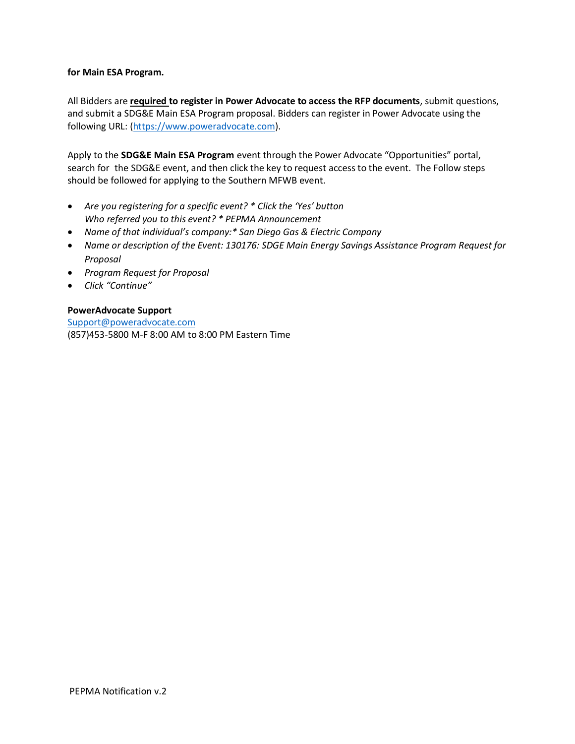**for Main ESA Program.**

All Bidders are **required to register in Power Advocate to access the RFP documents**, submit questions, and submit a SDG&E Main ESA Program proposal. Bidders can register in Power Advocate using the following URL: (https://www.poweradvocate.com).

Apply to the **SDG&E Main ESA Program** event through the Power Advocate "Opportunities" portal, search for the SDG&E event, and then click the key to request access to the event. The Follow steps should be followed for applying to the Southern MFWB event.

- *Are you registering for a specific event? * Click the 'Yes' button*
  *Who referred you to this event? * PEPMA Announcement*
- *Name of that individual's company:* San Diego Gas & Electric Company*
- *Name or description of the Event: 130176: SDGE Main Energy Savings Assistance Program Request for Proposal*
- *Program Request for Proposal*
- *Click "Continue"*

**PowerAdvocate Support**
Support@poweradvocate.com
(857)453-5800 M-F 8:00 AM to 8:00 PM Eastern Time

PEPMA Notification v.2